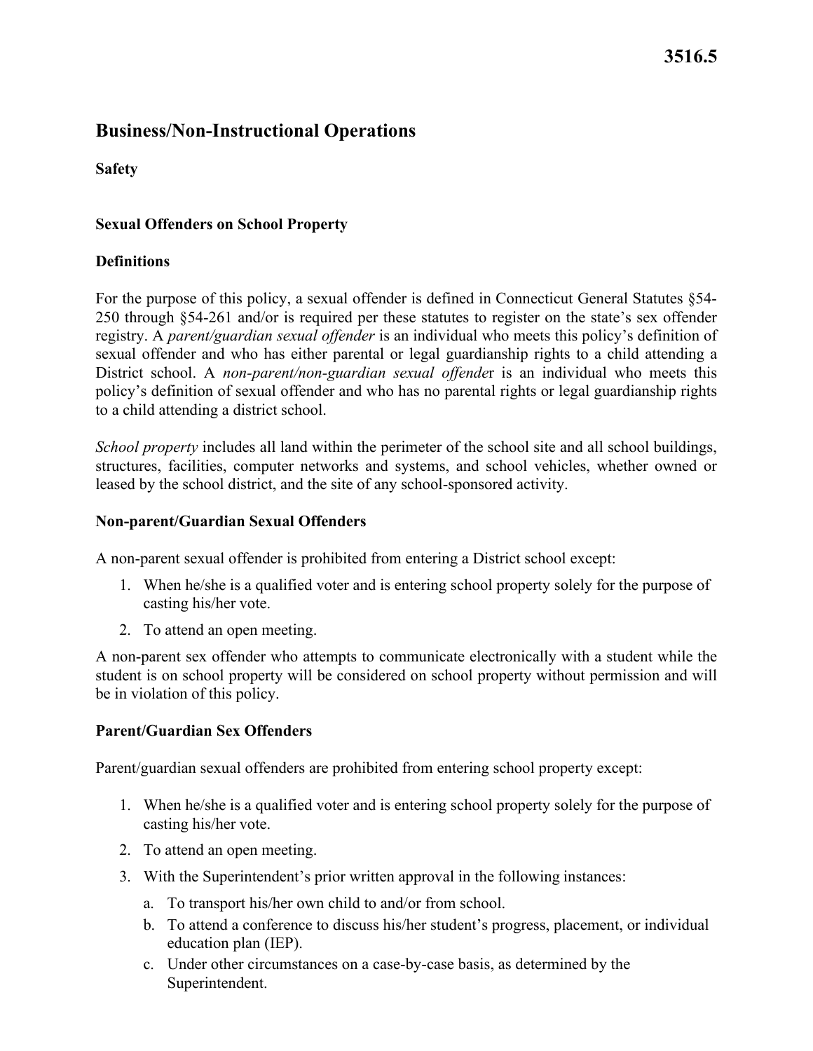# 3516.5

## Business/Non-Instructional Operations

**Safety**

### Sexual Offenders on School Property

### Definitions

For the purpose of this policy, a sexual offender is defined in Connecticut General Statutes §54-250 through §54-261 and/or is required per these statutes to register on the state's sex offender registry. A *parent/guardian sexual offender* is an individual who meets this policy's definition of sexual offender and who has either parental or legal guardianship rights to a child attending a District school. A *non-parent/non-guardian sexual offende*r is an individual who meets this policy's definition of sexual offender and who has no parental rights or legal guardianship rights to a child attending a district school.

*School property* includes all land within the perimeter of the school site and all school buildings, structures, facilities, computer networks and systems, and school vehicles, whether owned or leased by the school district, and the site of any school-sponsored activity.

### Non-parent/Guardian Sexual Offenders

A non-parent sexual offender is prohibited from entering a District school except:

1. When he/she is a qualified voter and is entering school property solely for the purpose of casting his/her vote.
2. To attend an open meeting.

A non-parent sex offender who attempts to communicate electronically with a student while the student is on school property will be considered on school property without permission and will be in violation of this policy.

### Parent/Guardian Sex Offenders

Parent/guardian sexual offenders are prohibited from entering school property except:

1. When he/she is a qualified voter and is entering school property solely for the purpose of casting his/her vote.
2. To attend an open meeting.
3. With the Superintendent's prior written approval in the following instances:
   a. To transport his/her own child to and/or from school.
   b. To attend a conference to discuss his/her student's progress, placement, or individual education plan (IEP).
   c. Under other circumstances on a case-by-case basis, as determined by the Superintendent.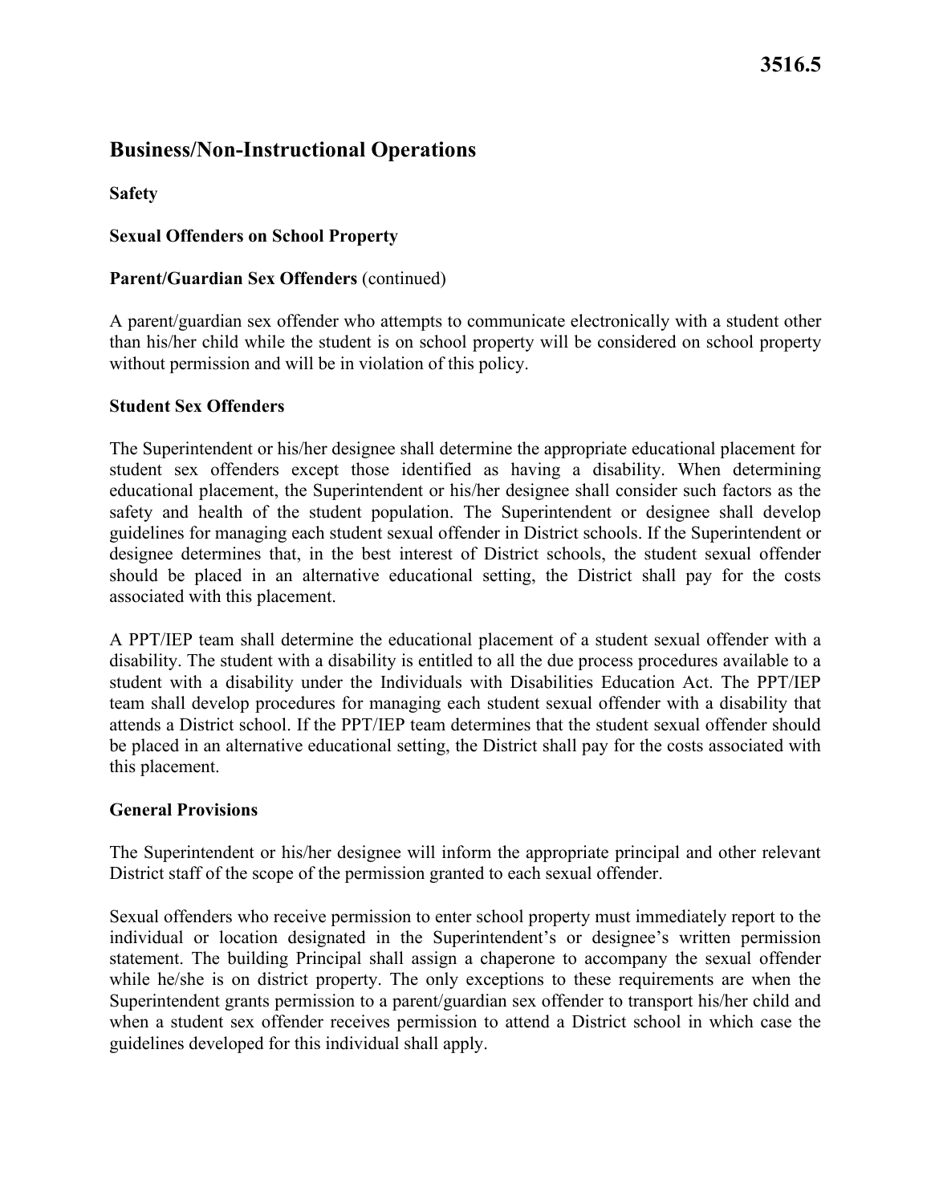# Business/Non-Instructional Operations

## Safety

### Sexual Offenders on School Property

**Parent/Guardian Sex Offenders** (continued)

A parent/guardian sex offender who attempts to communicate electronically with a student other than his/her child while the student is on school property will be considered on school property without permission and will be in violation of this policy.

**Student Sex Offenders**

The Superintendent or his/her designee shall determine the appropriate educational placement for student sex offenders except those identified as having a disability. When determining educational placement, the Superintendent or his/her designee shall consider such factors as the safety and health of the student population. The Superintendent or designee shall develop guidelines for managing each student sexual offender in District schools. If the Superintendent or designee determines that, in the best interest of District schools, the student sexual offender should be placed in an alternative educational setting, the District shall pay for the costs associated with this placement.

A PPT/IEP team shall determine the educational placement of a student sexual offender with a disability. The student with a disability is entitled to all the due process procedures available to a student with a disability under the Individuals with Disabilities Education Act. The PPT/IEP team shall develop procedures for managing each student sexual offender with a disability that attends a District school. If the PPT/IEP team determines that the student sexual offender should be placed in an alternative educational setting, the District shall pay for the costs associated with this placement.

**General Provisions**

The Superintendent or his/her designee will inform the appropriate principal and other relevant District staff of the scope of the permission granted to each sexual offender.

Sexual offenders who receive permission to enter school property must immediately report to the individual or location designated in the Superintendent's or designee's written permission statement. The building Principal shall assign a chaperone to accompany the sexual offender while he/she is on district property. The only exceptions to these requirements are when the Superintendent grants permission to a parent/guardian sex offender to transport his/her child and when a student sex offender receives permission to attend a District school in which case the guidelines developed for this individual shall apply.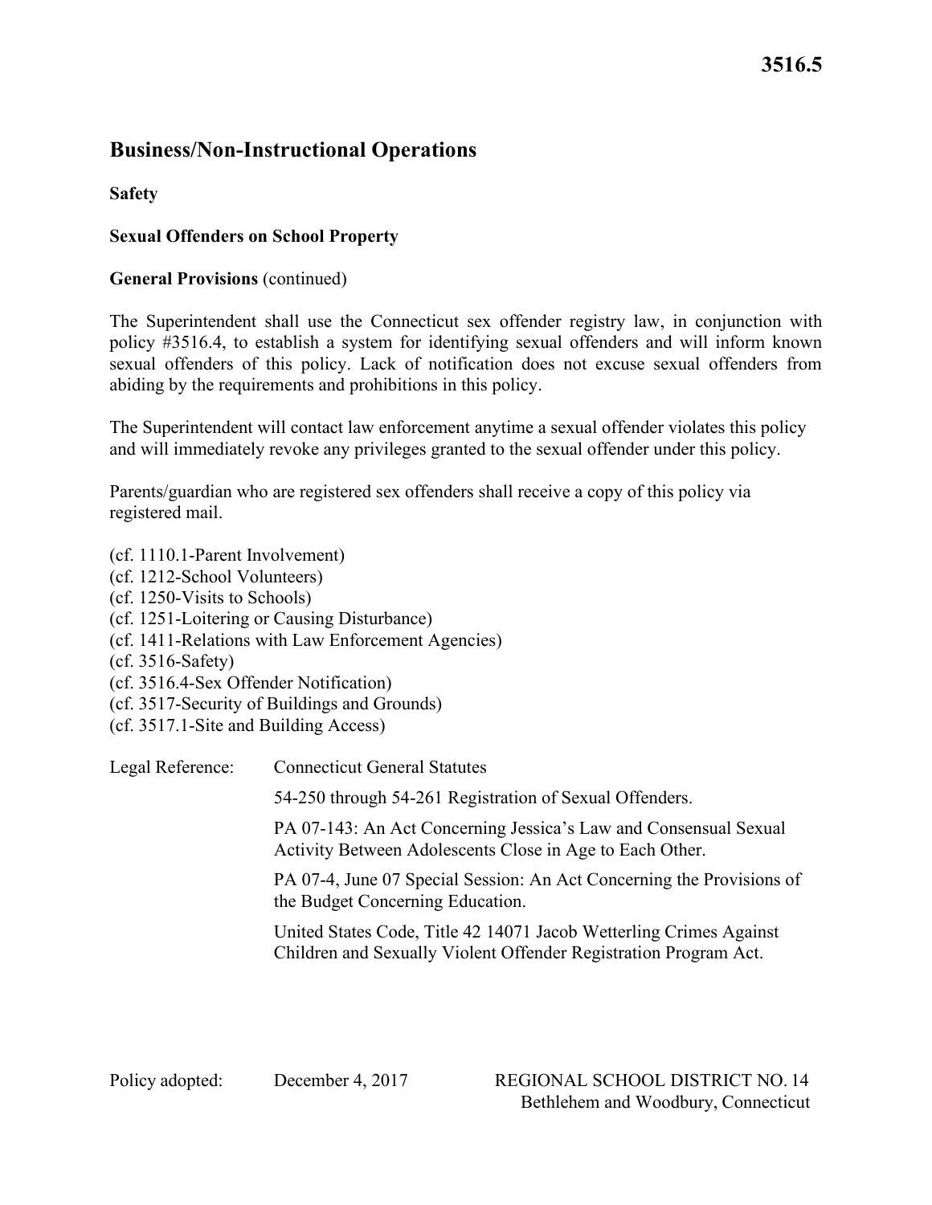# Business/Non-Instructional Operations

**Safety**

**Sexual Offenders on School Property**

**General Provisions** (continued)

The Superintendent shall use the Connecticut sex offender registry law, in conjunction with policy #3516.4, to establish a system for identifying sexual offenders and will inform known sexual offenders of this policy. Lack of notification does not excuse sexual offenders from abiding by the requirements and prohibitions in this policy.

The Superintendent will contact law enforcement anytime a sexual offender violates this policy and will immediately revoke any privileges granted to the sexual offender under this policy.

Parents/guardian who are registered sex offenders shall receive a copy of this policy via registered mail.

(cf. 1110.1-Parent Involvement)
(cf. 1212-School Volunteers)
(cf. 1250-Visits to Schools)
(cf. 1251-Loitering or Causing Disturbance)
(cf. 1411-Relations with Law Enforcement Agencies)
(cf. 3516-Safety)
(cf. 3516.4-Sex Offender Notification)
(cf. 3517-Security of Buildings and Grounds)
(cf. 3517.1-Site and Building Access)

Legal Reference: Connecticut General Statutes

54-250 through 54-261 Registration of Sexual Offenders.

PA 07-143: An Act Concerning Jessica's Law and Consensual Sexual Activity Between Adolescents Close in Age to Each Other.

PA 07-4, June 07 Special Session: An Act Concerning the Provisions of the Budget Concerning Education.

United States Code, Title 42 14071 Jacob Wetterling Crimes Against Children and Sexually Violent Offender Registration Program Act.

Policy adopted: December 4, 2017

REGIONAL SCHOOL DISTRICT NO. 14
Bethlehem and Woodbury, Connecticut